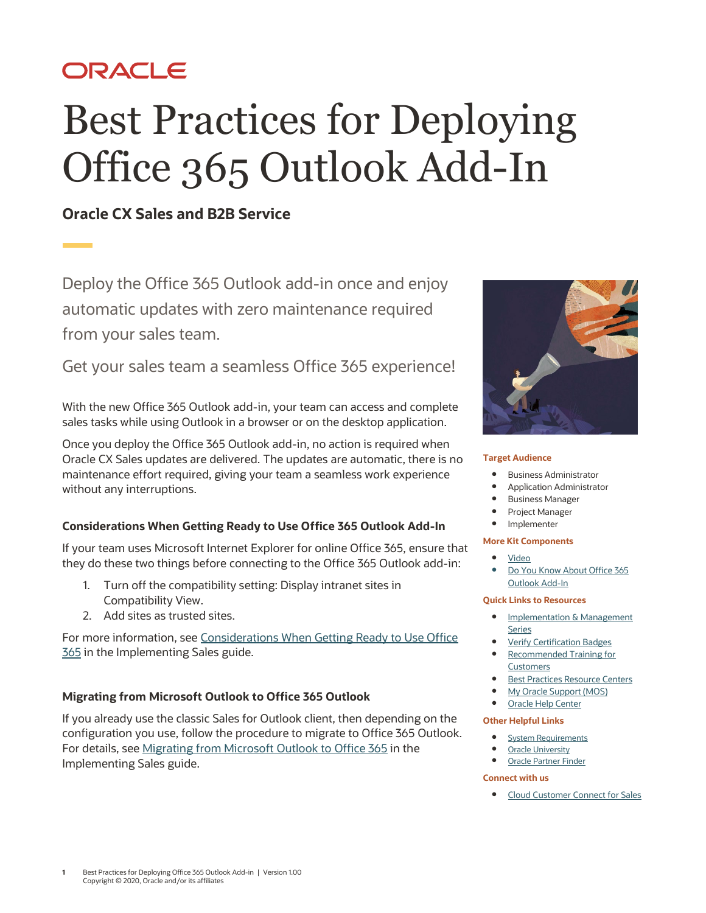ORACLE

# Best Practices for Deploying Office 365 Outlook Add-In

## Oracle CX Sales and B2B Service

Deploy the Office 365 Outlook add-in once and enjoy automatic updates with zero maintenance required from your sales team.

Get your sales team a seamless Office 365 experience!

With the new Office 365 Outlook add-in, your team can access and complete sales tasks while using Outlook in a browser or on the desktop application.

Once you deploy the Office 365 Outlook add-in, no action is required when Oracle CX Sales updates are delivered. The updates are automatic, there is no maintenance effort required, giving your team a seamless work experience without any interruptions.

### Considerations When Getting Ready to Use Office 365 Outlook Add-In

If your team uses Microsoft Internet Explorer for online Office 365, ensure that they do these two things before connecting to the Office 365 Outlook add-in:

1. Turn off the compatibility setting: Display intranet sites in Compatibility View.
2. Add sites as trusted sites.

For more information, see Considerations When Getting Ready to Use Office 365 in the Implementing Sales guide.

### Migrating from Microsoft Outlook to Office 365 Outlook

If you already use the classic Sales for Outlook client, then depending on the configuration you use, follow the procedure to migrate to Office 365 Outlook. For details, see Migrating from Microsoft Outlook to Office 365 in the Implementing Sales guide.

**Target Audience**

- Business Administrator
- Application Administrator
- Business Manager
- Project Manager
- Implementer

**More Kit Components**

- Video
- Do You Know About Office 365 Outlook Add-In

**Quick Links to Resources**

- Implementation & Management Series
- Verify Certification Badges
- Recommended Training for Customers
- Best Practices Resource Centers
- My Oracle Support (MOS)
- Oracle Help Center

**Other Helpful Links**

- System Requirements
- Oracle University
- Oracle Partner Finder

**Connect with us**

- Cloud Customer Connect for Sales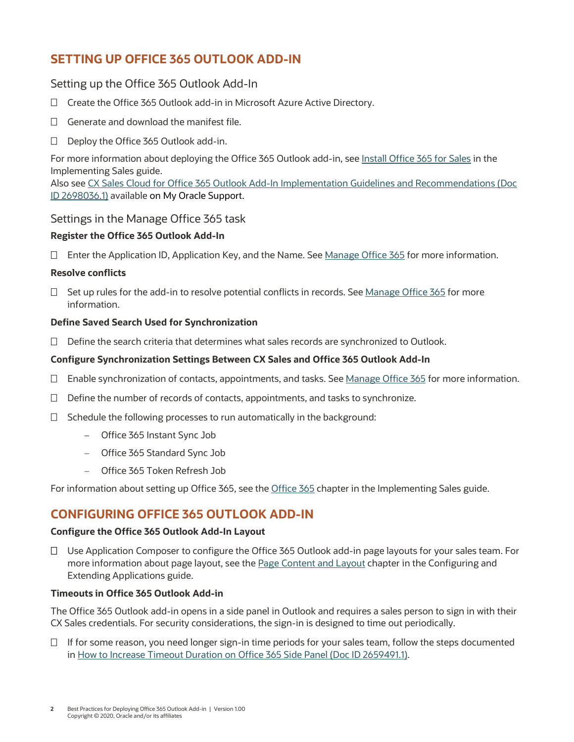## SETTING UP OFFICE 365 OUTLOOK ADD-IN

### Setting up the Office 365 Outlook Add-In

- ☐ Create the Office 365 Outlook add-in in Microsoft Azure Active Directory.
- ☐ Generate and download the manifest file.
- ☐ Deploy the Office 365 Outlook add-in.

For more information about deploying the Office 365 Outlook add-in, see Install Office 365 for Sales in the Implementing Sales guide.
Also see CX Sales Cloud for Office 365 Outlook Add-In Implementation Guidelines and Recommendations (Doc ID 2698036.1) available on My Oracle Support.

### Settings in the Manage Office 365 task

**Register the Office 365 Outlook Add-In**

- ☐ Enter the Application ID, Application Key, and the Name. See Manage Office 365 for more information.

**Resolve conflicts**

- ☐ Set up rules for the add-in to resolve potential conflicts in records. See Manage Office 365 for more information.

**Define Saved Search Used for Synchronization**

- ☐ Define the search criteria that determines what sales records are synchronized to Outlook.

**Configure Synchronization Settings Between CX Sales and Office 365 Outlook Add-In**

- ☐ Enable synchronization of contacts, appointments, and tasks. See Manage Office 365 for more information.
- ☐ Define the number of records of contacts, appointments, and tasks to synchronize.
- ☐ Schedule the following processes to run automatically in the background:
  - Office 365 Instant Sync Job
  - Office 365 Standard Sync Job
  - Office 365 Token Refresh Job

For information about setting up Office 365, see the Office 365 chapter in the Implementing Sales guide.

## CONFIGURING OFFICE 365 OUTLOOK ADD-IN

**Configure the Office 365 Outlook Add-In Layout**

- ☐ Use Application Composer to configure the Office 365 Outlook add-in page layouts for your sales team. For more information about page layout, see the Page Content and Layout chapter in the Configuring and Extending Applications guide.

**Timeouts in Office 365 Outlook Add-in**

The Office 365 Outlook add-in opens in a side panel in Outlook and requires a sales person to sign in with their CX Sales credentials. For security considerations, the sign-in is designed to time out periodically.

- ☐ If for some reason, you need longer sign-in time periods for your sales team, follow the steps documented in How to Increase Timeout Duration on Office 365 Side Panel (Doc ID 2659491.1).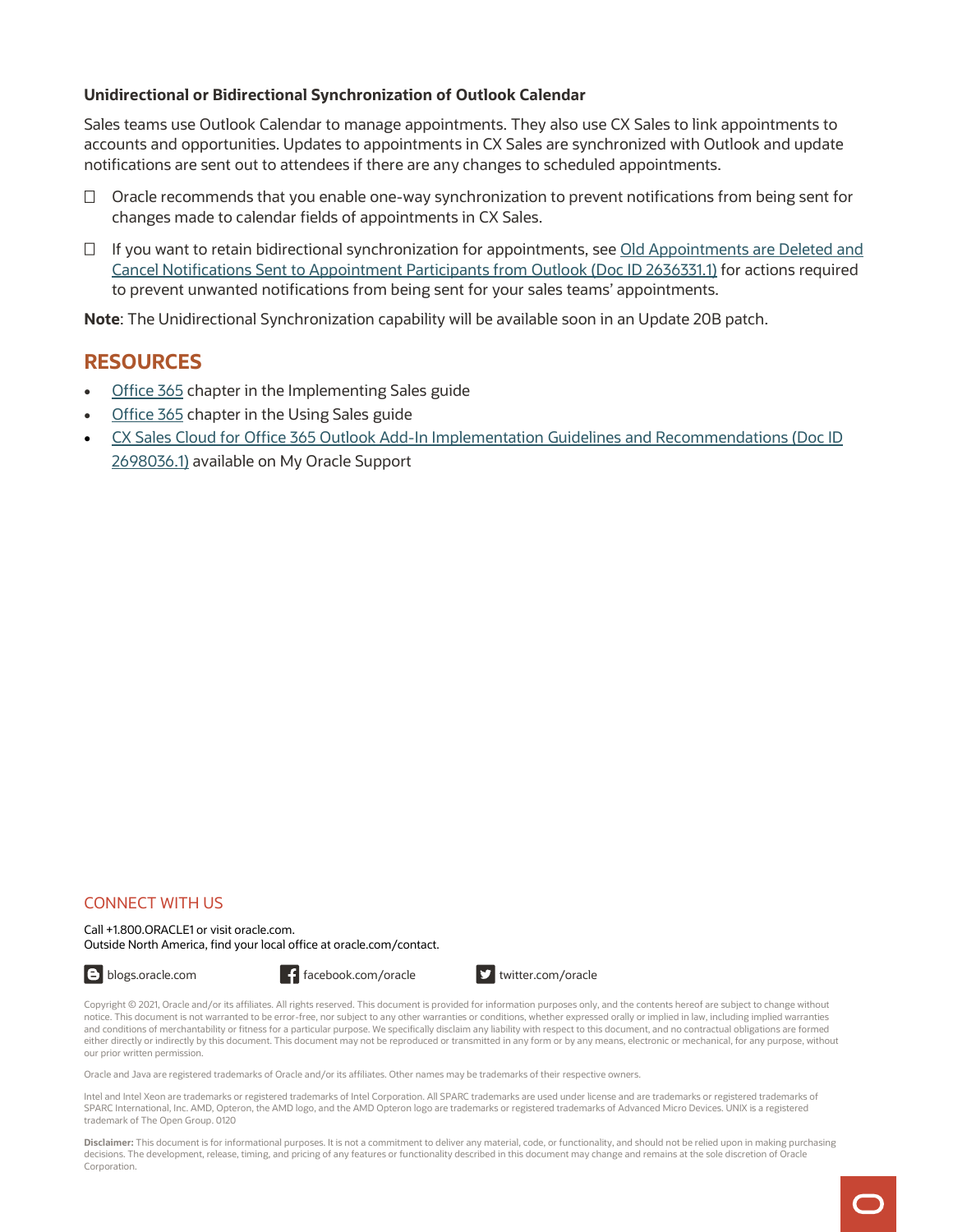**Unidirectional or Bidirectional Synchronization of Outlook Calendar**

Sales teams use Outlook Calendar to manage appointments. They also use CX Sales to link appointments to accounts and opportunities. Updates to appointments in CX Sales are synchronized with Outlook and update notifications are sent out to attendees if there are any changes to scheduled appointments.

- Oracle recommends that you enable one-way synchronization to prevent notifications from being sent for changes made to calendar fields of appointments in CX Sales.
- If you want to retain bidirectional synchronization for appointments, see Old Appointments are Deleted and Cancel Notifications Sent to Appointment Participants from Outlook (Doc ID 2636331.1) for actions required to prevent unwanted notifications from being sent for your sales teams' appointments.

**Note**: The Unidirectional Synchronization capability will be available soon in an Update 20B patch.

## RESOURCES

- Office 365 chapter in the Implementing Sales guide
- Office 365 chapter in the Using Sales guide
- CX Sales Cloud for Office 365 Outlook Add-In Implementation Guidelines and Recommendations (Doc ID 2698036.1) available on My Oracle Support

CONNECT WITH US

Call +1.800.ORACLE1 or visit oracle.com.
Outside North America, find your local office at oracle.com/contact.

blogs.oracle.com facebook.com/oracle twitter.com/oracle

Copyright © 2021, Oracle and/or its affiliates. All rights reserved. This document is provided for information purposes only, and the contents hereof are subject to change without notice. This document is not warranted to be error-free, nor subject to any other warranties or conditions, whether expressed orally or implied in law, including implied warranties and conditions of merchantability or fitness for a particular purpose. We specifically disclaim any liability with respect to this document, and no contractual obligations are formed either directly or indirectly by this document. This document may not be reproduced or transmitted in any form or by any means, electronic or mechanical, for any purpose, without our prior written permission.

Oracle and Java are registered trademarks of Oracle and/or its affiliates. Other names may be trademarks of their respective owners.

Intel and Intel Xeon are trademarks or registered trademarks of Intel Corporation. All SPARC trademarks are used under license and are trademarks or registered trademarks of SPARC International, Inc. AMD, Opteron, the AMD logo, and the AMD Opteron logo are trademarks or registered trademarks of Advanced Micro Devices. UNIX is a registered trademark of The Open Group. 0120

**Disclaimer:** This document is for informational purposes. It is not a commitment to deliver any material, code, or functionality, and should not be relied upon in making purchasing decisions. The development, release, timing, and pricing of any features or functionality described in this document may change and remains at the sole discretion of Oracle Corporation.